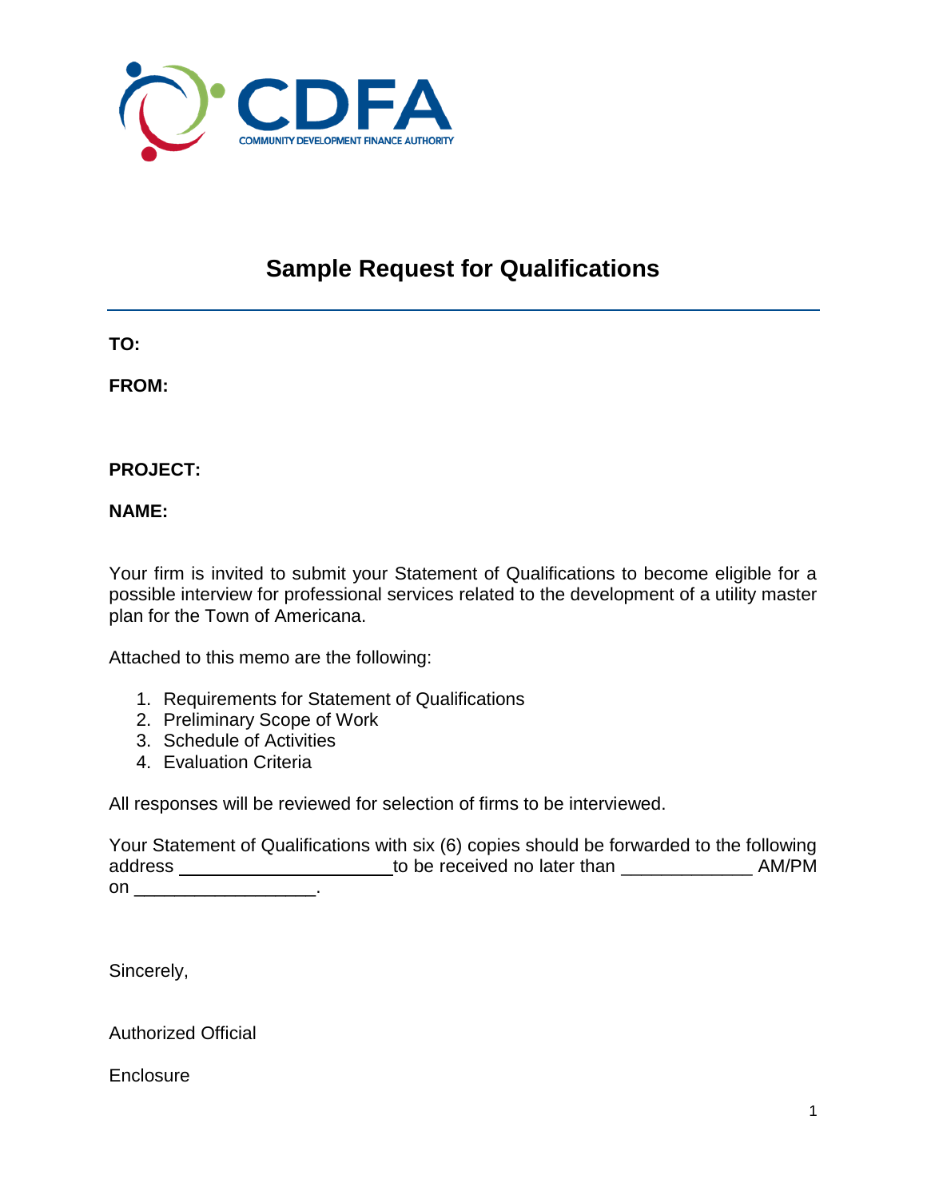# Sample Request for Qualifications

---

**TO:**

**FROM:**

**PROJECT:**

**NAME:**

Your firm is invited to submit your Statement of Qualifications to become eligible for a possible interview for professional services related to the development of a utility master plan for the Town of Americana.

Attached to this memo are the following:

1. Requirements for Statement of Qualifications
2. Preliminary Scope of Work
3. Schedule of Activities
4. Evaluation Criteria

All responses will be reviewed for selection of firms to be interviewed.

Your Statement of Qualifications with six (6) copies should be forwarded to the following address \_\_\_\_\_\_\_\_\_\_\_\_\_\_\_\_\_\_\_\_\_\_ to be received no later than \_\_\_\_\_\_\_\_\_\_\_\_\_ AM/PM on \_\_\_\_\_\_\_\_\_\_\_\_\_\_\_\_\_\_.

Sincerely,

Authorized Official

Enclosure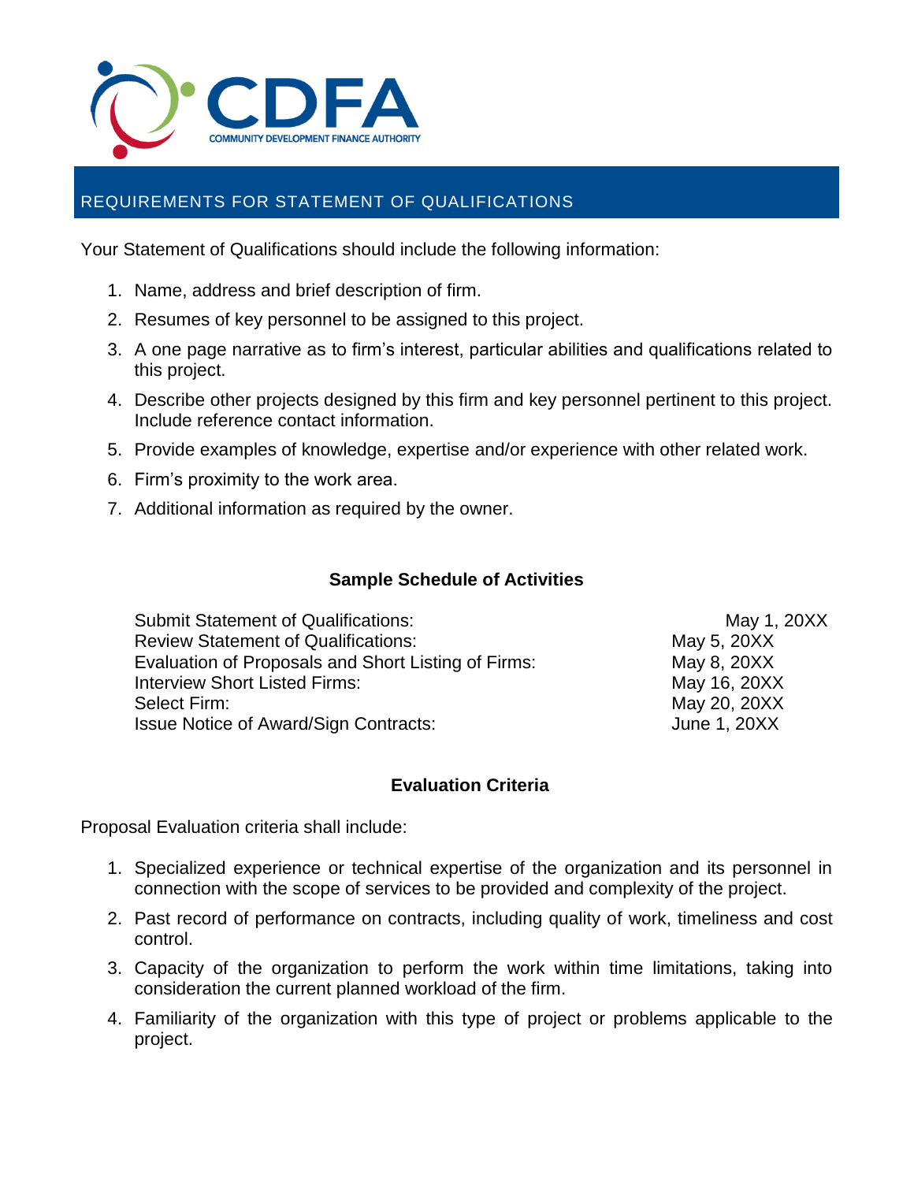CDFA

COMMUNITY DEVELOPMENT FINANCE AUTHORITY

## REQUIREMENTS FOR STATEMENT OF QUALIFICATIONS

Your Statement of Qualifications should include the following information:

1. Name, address and brief description of firm.
2. Resumes of key personnel to be assigned to this project.
3. A one page narrative as to firm's interest, particular abilities and qualifications related to this project.
4. Describe other projects designed by this firm and key personnel pertinent to this project. Include reference contact information.
5. Provide examples of knowledge, expertise and/or experience with other related work.
6. Firm's proximity to the work area.
7. Additional information as required by the owner.

### Sample Schedule of Activities

| | |
|---|---|
| Submit Statement of Qualifications: | May 1, 20XX |
| Review Statement of Qualifications: | May 5, 20XX |
| Evaluation of Proposals and Short Listing of Firms: | May 8, 20XX |
| Interview Short Listed Firms: | May 16, 20XX |
| Select Firm: | May 20, 20XX |
| Issue Notice of Award/Sign Contracts: | June 1, 20XX |

### Evaluation Criteria

Proposal Evaluation criteria shall include:

1. Specialized experience or technical expertise of the organization and its personnel in connection with the scope of services to be provided and complexity of the project.
2. Past record of performance on contracts, including quality of work, timeliness and cost control.
3. Capacity of the organization to perform the work within time limitations, taking into consideration the current planned workload of the firm.
4. Familiarity of the organization with this type of project or problems applicable to the project.